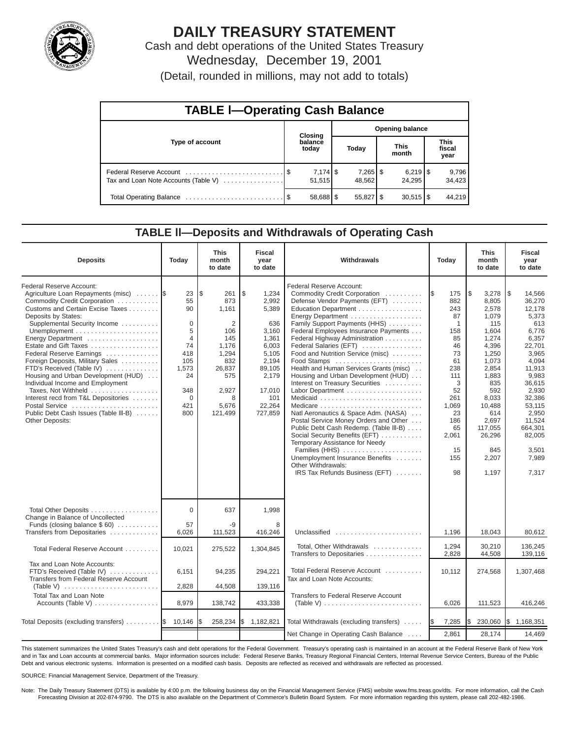# DAILY TREASURY STATEMENT

Cash and debt operations of the United States Treasury

Wednesday, December 19, 2001

(Detail, rounded in millions, may not add to totals)

## TABLE I—Operating Cash Balance

| Type of account | Closing balance today | Opening balance Today | Opening balance This month | Opening balance This fiscal year |
|---|---|---|---|---|
| Federal Reserve Account | $ 7,174 | $ 7,265 | $ 6,219 | $ 9,796 |
| Tax and Loan Note Accounts (Table V) | 51,515 | 48,562 | 24,295 | 34,423 |
| Total Operating Balance | $ 58,688 | $ 55,827 | $ 30,515 | $ 44,219 |

## TABLE II—Deposits and Withdrawals of Operating Cash

| Deposits | Today | This month to date | Fiscal year to date | Withdrawals | Today | This month to date | Fiscal year to date |
|---|---|---|---|---|---|---|---|
| Federal Reserve Account: | | | | Federal Reserve Account: | | | |
| Agriculture Loan Repayments (misc) | $ 23 | $ 261 | $ 1,234 | Commodity Credit Corporation | $ 175 | $ 3,278 | $ 14,566 |
| Commodity Credit Corporation | 55 | 873 | 2,992 | Defense Vendor Payments (EFT) | 882 | 8,805 | 36,270 |
| Customs and Certain Excise Taxes | 90 | 1,161 | 5,389 | Education Department | 243 | 2,578 | 12,178 |
| Deposits by States: | | | | Energy Department | 87 | 1,079 | 5,373 |
| Supplemental Security Income | 0 | 2 | 636 | Family Support Payments (HHS) | 1 | 115 | 613 |
| Unemployment | 5 | 106 | 3,160 | Federal Employees Insurance Payments | 158 | 1,604 | 6,776 |
| Energy Department | 4 | 145 | 1,361 | Federal Highway Administration | 85 | 1,274 | 6,357 |
| Estate and Gift Taxes | 74 | 1,176 | 6,003 | Federal Salaries (EFT) | 46 | 4,396 | 22,701 |
| Federal Reserve Earnings | 418 | 1,294 | 5,105 | Food and Nutrition Service (misc) | 73 | 1,250 | 3,965 |
| Foreign Deposits, Military Sales | 105 | 832 | 2,194 | Food Stamps | 61 | 1,073 | 4,094 |
| FTD's Received (Table IV) | 1,573 | 26,837 | 89,105 | Health and Human Services Grants (misc) | 238 | 2,854 | 11,913 |
| Housing and Urban Development (HUD) | 24 | 575 | 2,179 | Housing and Urban Development (HUD) | 111 | 1,883 | 9,983 |
| Individual Income and Employment Taxes, Not Withheld | 348 | 2,927 | 17,010 | Interest on Treasury Securities | 3 | 835 | 36,615 |
| Interest recd from T&L Depositories | 0 | 8 | 101 | Labor Department | 52 | 592 | 2,930 |
| Postal Service | 421 | 5,676 | 22,264 | Medicaid | 261 | 8,033 | 32,386 |
| Public Debt Cash Issues (Table III-B) | 800 | 121,499 | 727,859 | Medicare | 1,069 | 10,488 | 53,115 |
| Other Deposits: | | | | Natl Aeronautics & Space Adm. (NASA) | 23 | 614 | 2,950 |
| | | | | Postal Service Money Orders and Other | 186 | 2,697 | 11,524 |
| | | | | Public Debt Cash Redemp. (Table III-B) | 65 | 117,055 | 664,301 |
| | | | | Social Security Benefits (EFT) | 2,061 | 26,296 | 82,005 |
| | | | | Temporary Assistance for Needy Families (HHS) | 15 | 845 | 3,501 |
| | | | | Unemployment Insurance Benefits | 155 | 2,207 | 7,989 |
| | | | | Other Withdrawals: | | | |
| | | | | IRS Tax Refunds Business (EFT) | 98 | 1,197 | 7,317 |
| Total Other Deposits | 0 | 637 | 1,998 | | | | |
| Change in Balance of Uncollected Funds (closing balance $ 60) | 57 | -9 | 8 | | | | |
| Transfers from Depositaries | 6,026 | 111,523 | 416,246 | Unclassified | 1,196 | 18,043 | 80,612 |
| Total Federal Reserve Account | 10,021 | 275,522 | 1,304,845 | Total, Other Withdrawals | 1,294 | 30,210 | 136,245 |
| | | | | Transfers to Depositaries | 2,828 | 44,508 | 139,116 |
| Tax and Loan Note Accounts: | | | | | | | |
| FTD's Received (Table IV) | 6,151 | 94,235 | 294,221 | Total Federal Reserve Account | 10,112 | 274,568 | 1,307,468 |
| Transfers from Federal Reserve Account (Table V) | 2,828 | 44,508 | 139,116 | Tax and Loan Note Accounts: | | | |
| Total Tax and Loan Note Accounts (Table V) | 8,979 | 138,742 | 433,338 | Transfers to Federal Reserve Account (Table V) | 6,026 | 111,523 | 416,246 |
| Total Deposits (excluding transfers) | $ 10,146 | $ 258,234 | $ 1,182,821 | Total Withdrawals (excluding transfers) | $ 7,285 | $ 230,060 | $ 1,168,351 |
| | | | | Net Change in Operating Cash Balance | 2,861 | 28,174 | 14,469 |

This statement summarizes the United States Treasury's cash and debt operations for the Federal Government. Treasury's operating cash is maintained in an account at the Federal Reserve Bank of New York and in Tax and Loan accounts at commercial banks. Major information sources include: Federal Reserve Banks, Treasury Regional Financial Centers, Internal Revenue Service Centers, Bureau of the Public Debt and various electronic systems. Information is presented on a modified cash basis. Deposits are reflected as received and withdrawals are reflected as processed.

SOURCE: Financial Management Service, Department of the Treasury.

Note: The Daily Treasury Statement (DTS) is available by 4:00 p.m. the following business day on the Financial Management Service (FMS) website www.fms.treas.gov/dts. For more information, call the Cash Forecasting Division at 202-874-9790. The DTS is also available on the Department of Commerce's Bulletin Board System. For more information regarding this system, please call 202-482-1986.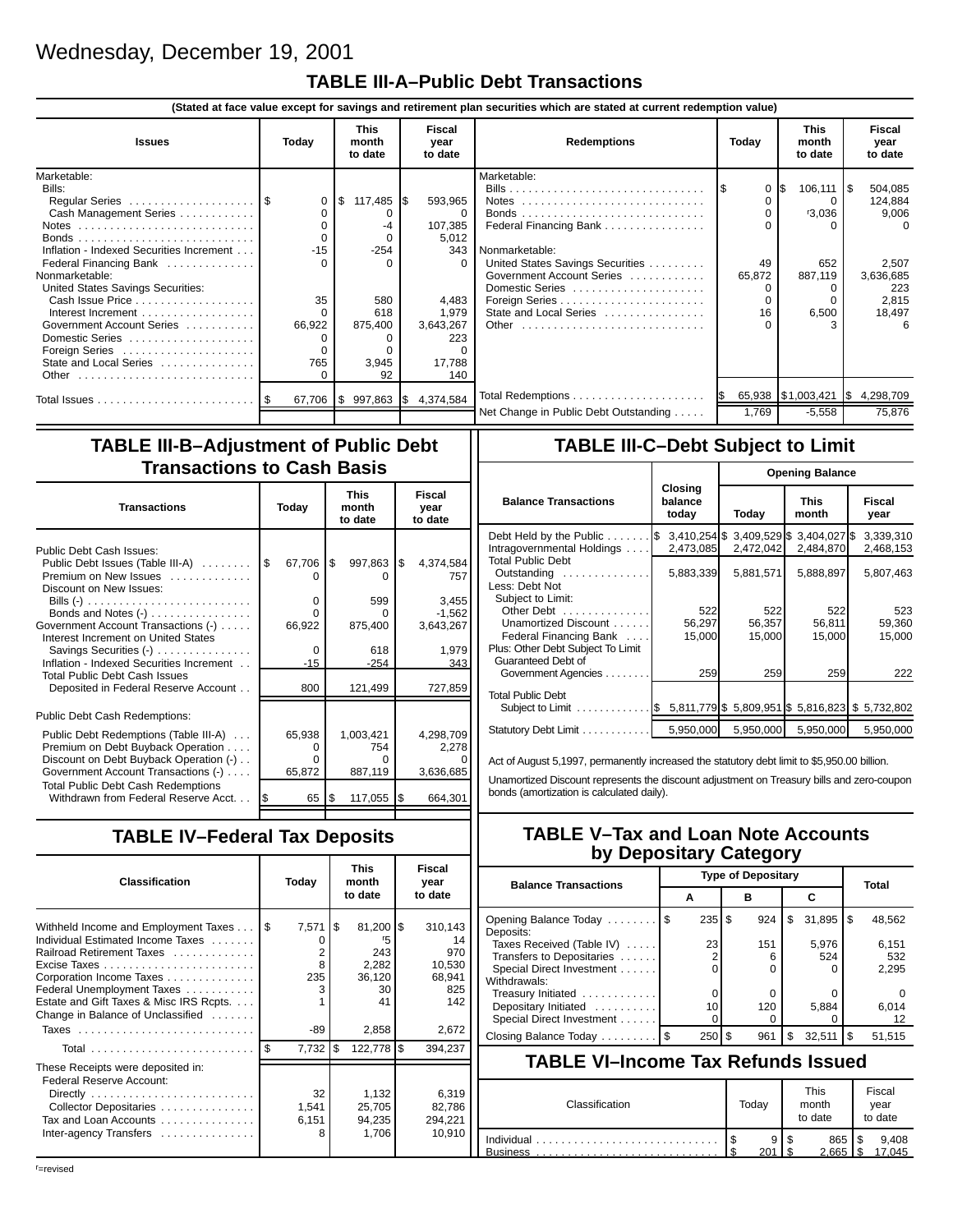Wednesday, December 19, 2001

## TABLE III-A–Public Debt Transactions

(Stated at face value except for savings and retirement plan securities which are stated at current redemption value)

| Issues | Today | This month to date | Fiscal year to date |
|---|---|---|---|
| Marketable: | | | |
| Bills: | | | |
| Regular Series | $ 0 | $ 117,485 | $ 593,965 |
| Cash Management Series | 0 | 0 | 0 |
| Notes | 0 | -4 | 107,385 |
| Bonds | 0 | 0 | 5,012 |
| Inflation - Indexed Securities Increment | -15 | -254 | 343 |
| Federal Financing Bank | 0 | 0 | 0 |
| Nonmarketable: | | | |
| United States Savings Securities: | | | |
| Cash Issue Price | 35 | 580 | 4,483 |
| Interest Increment | 0 | 618 | 1,979 |
| Government Account Series | 66,922 | 875,400 | 3,643,267 |
| Domestic Series | 0 | 0 | 223 |
| Foreign Series | 0 | 0 | 0 |
| State and Local Series | 765 | 3,945 | 17,788 |
| Other | 0 | 92 | 140 |
| Total Issues | $ 67,706 | $ 997,863 | $ 4,374,584 |

| Redemptions | Today | This month to date | Fiscal year to date |
|---|---|---|---|
| Marketable: | | | |
| Bills | $ 0 | $ 106,111 | $ 504,085 |
| Notes | 0 | 0 | 124,884 |
| Bonds | 0 | r3,036 | 9,006 |
| Federal Financing Bank | 0 | 0 | 0 |
| Nonmarketable: | | | |
| United States Savings Securities | 49 | 652 | 2,507 |
| Government Account Series | 65,872 | 887,119 | 3,636,685 |
| Domestic Series | 0 | 0 | 223 |
| Foreign Series | 0 | 0 | 2,815 |
| State and Local Series | 16 | 6,500 | 18,497 |
| Other | 0 | 3 | 6 |
| Total Redemptions | $ 65,938 | $1,003,421 | $ 4,298,709 |
| Net Change in Public Debt Outstanding | 1,769 | -5,558 | 75,876 |

## TABLE III-B–Adjustment of Public Debt Transactions to Cash Basis

| Transactions | Today | This month to date | Fiscal year to date |
|---|---|---|---|
| Public Debt Cash Issues: | | | |
| Public Debt Issues (Table III-A) | $ 67,706 | $ 997,863 | $ 4,374,584 |
| Premium on New Issues | 0 | 0 | 757 |
| Discount on New Issues: | | | |
| Bills (-) | 0 | 599 | 3,455 |
| Bonds and Notes (-) | 0 | 0 | -1,562 |
| Government Account Transactions (-) | 66,922 | 875,400 | 3,643,267 |
| Interest Increment on United States Savings Securities (-) | 0 | 618 | 1,979 |
| Inflation - Indexed Securities Increment | -15 | -254 | 343 |
| Total Public Debt Cash Issues Deposited in Federal Reserve Account | 800 | 121,499 | 727,859 |
| Public Debt Cash Redemptions: | | | |
| Public Debt Redemptions (Table III-A) | 65,938 | 1,003,421 | 4,298,709 |
| Premium on Debt Buyback Operation | 0 | 754 | 2,278 |
| Discount on Debt Buyback Operation (-) | 0 | 0 | 0 |
| Government Account Transactions (-) | 65,872 | 887,119 | 3,636,685 |
| Total Public Debt Cash Redemptions Withdrawn from Federal Reserve Acct. | $ 65 | $ 117,055 | $ 664,301 |

## TABLE III-C–Debt Subject to Limit

| Balance Transactions | Closing balance today | Opening Balance Today | Opening Balance This month | Opening Balance Fiscal year |
|---|---|---|---|---|
| Debt Held by the Public | $ 3,410,254 | $ 3,409,529 | $ 3,404,027 | $ 3,339,310 |
| Intragovernmental Holdings | 2,473,085 | 2,472,042 | 2,484,870 | 2,468,153 |
| Total Public Debt Outstanding | 5,883,339 | 5,881,571 | 5,888,897 | 5,807,463 |
| Less: Debt Not Subject to Limit: | | | | |
| Other Debt | 522 | 522 | 522 | 523 |
| Unamortized Discount | 56,297 | 56,357 | 56,811 | 59,360 |
| Federal Financing Bank | 15,000 | 15,000 | 15,000 | 15,000 |
| Plus: Other Debt Subject To Limit Guaranteed Debt of Government Agencies | 259 | 259 | 259 | 222 |
| Total Public Debt Subject to Limit | $ 5,811,779 | $ 5,809,951 | $ 5,816,823 | $ 5,732,802 |
| Statutory Debt Limit | 5,950,000 | 5,950,000 | 5,950,000 | 5,950,000 |

Act of August 5,1997, permanently increased the statutory debt limit to $5,950.00 billion.

Unamortized Discount represents the discount adjustment on Treasury bills and zero-coupon bonds (amortization is calculated daily).

## TABLE IV–Federal Tax Deposits

| Classification | Today | This month to date | Fiscal year to date |
|---|---|---|---|
| Withheld Income and Employment Taxes | $ 7,571 | $ 81,200 | $ 310,143 |
| Individual Estimated Income Taxes | 0 | r5 | 14 |
| Railroad Retirement Taxes | 2 | 243 | 970 |
| Excise Taxes | 8 | 2,282 | 10,530 |
| Corporation Income Taxes | 235 | 36,120 | 68,941 |
| Federal Unemployment Taxes | 3 | 30 | 825 |
| Estate and Gift Taxes & Misc IRS Rcpts. | 1 | 41 | 142 |
| Change in Balance of Unclassified Taxes | -89 | 2,858 | 2,672 |
| Total | $ 7,732 | $ 122,778 | $ 394,237 |
| These Receipts were deposited in: | | | |
| Federal Reserve Account: | | | |
| Directly | 32 | 1,132 | 6,319 |
| Collector Depositaries | 1,541 | 25,705 | 82,786 |
| Tax and Loan Accounts | 6,151 | 94,235 | 294,221 |
| Inter-agency Transfers | 8 | 1,706 | 10,910 |

## TABLE V–Tax and Loan Note Accounts by Depositary Category

| Balance Transactions | Type of Depositary A | Type of Depositary B | Type of Depositary C | Total |
|---|---|---|---|---|
| Opening Balance Today | $ 235 | $ 924 | $ 31,895 | $ 48,562 |
| Deposits: | | | | |
| Taxes Received (Table IV) | 23 | 151 | 5,976 | 6,151 |
| Transfers to Depositaries | 2 | 6 | 524 | 532 |
| Special Direct Investment | 0 | 0 | 0 | 2,295 |
| Withdrawals: | | | | |
| Treasury Initiated | 0 | 0 | 0 | 0 |
| Depositary Initiated | 10 | 120 | 5,884 | 6,014 |
| Special Direct Investment | 0 | 0 | 0 | 12 |
| Closing Balance Today | $ 250 | $ 961 | $ 32,511 | $ 51,515 |

## TABLE VI–Income Tax Refunds Issued

| Classification | Today | This month to date | Fiscal year to date |
|---|---|---|---|
| Individual | $ 9 | $ 865 | $ 9,408 |
| Business | $ 201 | $ 2,665 | $ 17,045 |

r=revised